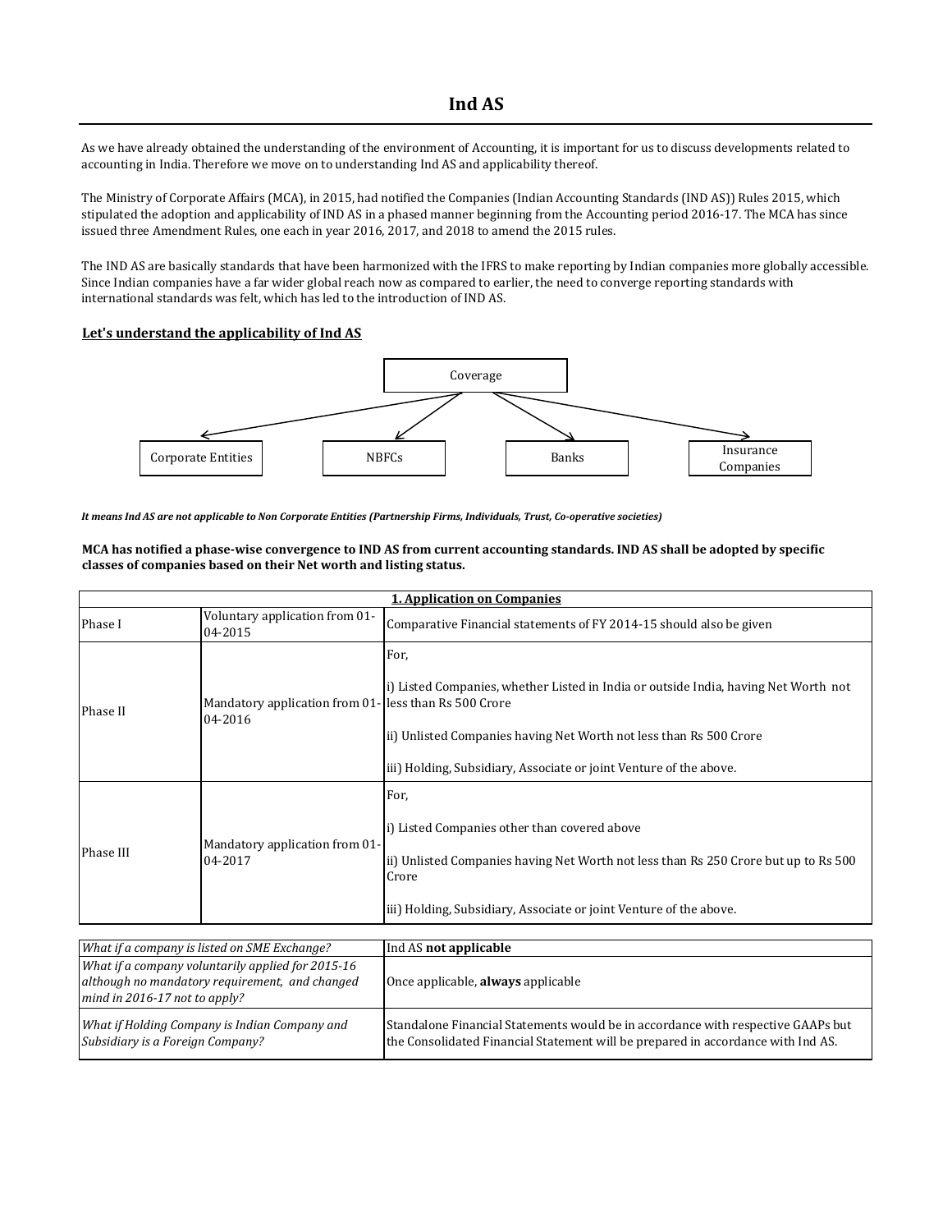# Ind AS

As we have already obtained the understanding of the environment of Accounting, it is important for us to discuss developments related to accounting in India. Therefore we move on to understanding Ind AS and applicability thereof.

The Ministry of Corporate Affairs (MCA), in 2015, had notified the Companies (Indian Accounting Standards (IND AS)) Rules 2015, which stipulated the adoption and applicability of IND AS in a phased manner beginning from the Accounting period 2016-17. The MCA has since issued three Amendment Rules, one each in year 2016, 2017, and 2018 to amend the 2015 rules.

The IND AS are basically standards that have been harmonized with the IFRS to make reporting by Indian companies more globally accessible. Since Indian companies have a far wider global reach now as compared to earlier, the need to converge reporting standards with international standards was felt, which has led to the introduction of IND AS.

**Let's understand the applicability of Ind AS**

Coverage

- Corporate Entities
- NBFCs
- Banks
- Insurance Companies

***It means Ind AS are not applicable to Non Corporate Entities (Partnership Firms, Individuals, Trust, Co-operative societies)***

**MCA has notified a phase-wise convergence to IND AS from current accounting standards. IND AS shall be adopted by specific classes of companies based on their Net worth and listing status.**

| **1. Application on Companies** | | |
|---|---|---|
| Phase I | Voluntary application from 01-04-2015 | Comparative Financial statements of FY 2014-15 should also be given |
| Phase II | Mandatory application from 01-04-2016 | For,<br><br>i) Listed Companies, whether Listed in India or outside India, having Net Worth not less than Rs 500 Crore<br><br>ii) Unlisted Companies having Net Worth not less than Rs 500 Crore<br><br>iii) Holding, Subsidiary, Associate or joint Venture of the above. |
| Phase III | Mandatory application from 01-04-2017 | For,<br><br>i) Listed Companies other than covered above<br><br>ii) Unlisted Companies having Net Worth not less than Rs 250 Crore but up to Rs 500 Crore<br><br>iii) Holding, Subsidiary, Associate or joint Venture of the above. |

| | |
|---|---|
| *What if a company is listed on SME Exchange?* | Ind AS **not applicable** |
| *What if a company voluntarily applied for 2015-16 although no mandatory requirement, and changed mind in 2016-17 not to apply?* | Once applicable, **always** applicable |
| *What if Holding Company is Indian Company and Subsidiary is a Foreign Company?* | Standalone Financial Statements would be in accordance with respective GAAPs but the Consolidated Financial Statement will be prepared in accordance with Ind AS. |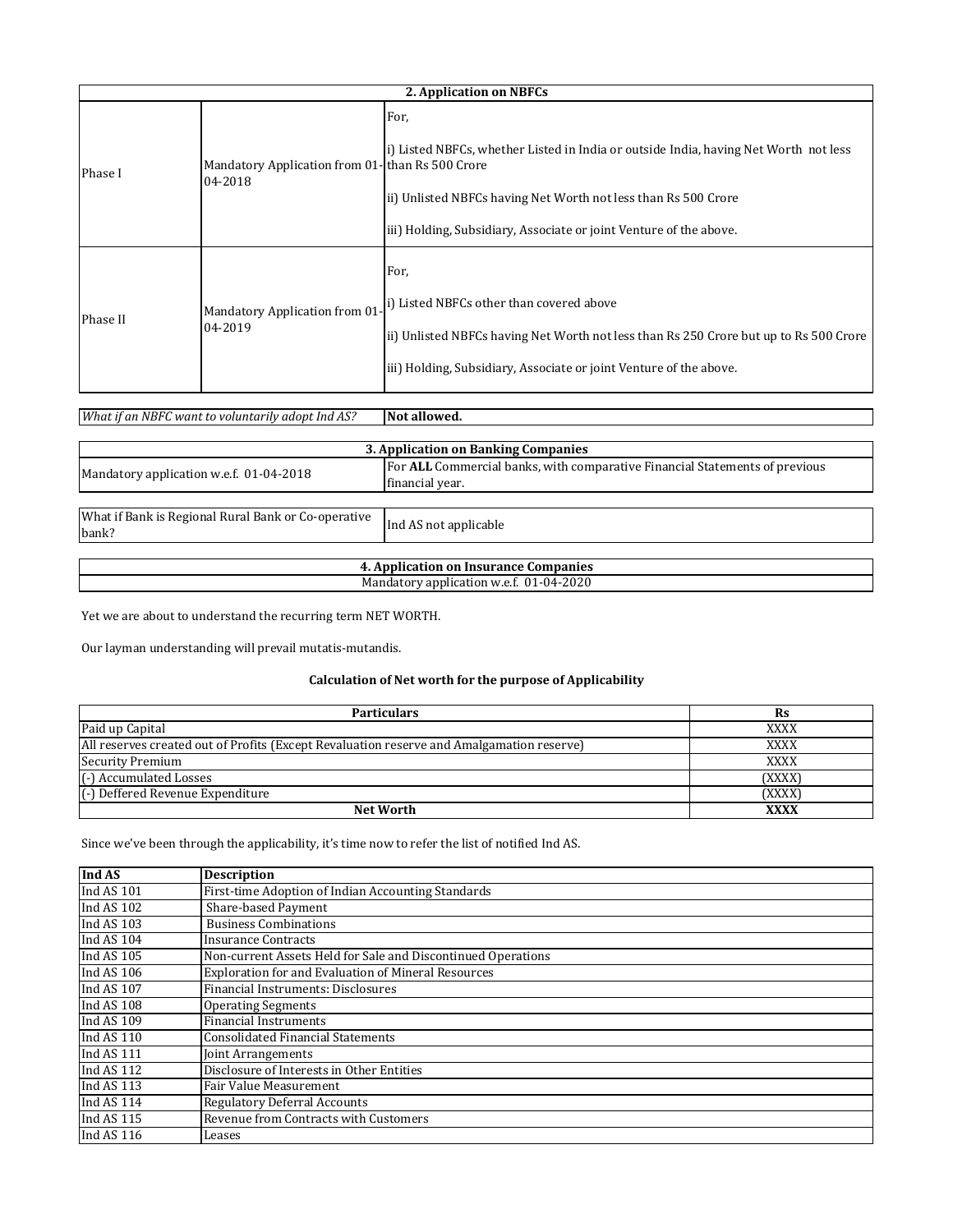| 2. Application on NBFCs | | |
|---|---|---|
| Phase I | Mandatory Application from 01-04-2018 | For,<br><br>i) Listed NBFCs, whether Listed in India or outside India, having Net Worth not less than Rs 500 Crore<br><br>ii) Unlisted NBFCs having Net Worth not less than Rs 500 Crore<br><br>iii) Holding, Subsidiary, Associate or joint Venture of the above. |
| Phase II | Mandatory Application from 01-04-2019 | For,<br><br>i) Listed NBFCs other than covered above<br><br>ii) Unlisted NBFCs having Net Worth not less than Rs 250 Crore but up to Rs 500 Crore<br><br>iii) Holding, Subsidiary, Associate or joint Venture of the above. |

| *What if an NBFC want to voluntarily adopt Ind AS?* | **Not allowed.** |
|---|---|

| 3. Application on Banking Companies | |
|---|---|
| Mandatory application w.e.f. 01-04-2018 | For **ALL** Commercial banks, with comparative Financial Statements of previous financial year. |

| What if Bank is Regional Rural Bank or Co-operative bank? | Ind AS not applicable |
|---|---|

| 4. Application on Insurance Companies |
|---|
| Mandatory application w.e.f. 01-04-2020 |

Yet we are about to understand the recurring term NET WORTH.

Our layman understanding will prevail mutatis-mutandis.

**Calculation of Net worth for the purpose of Applicability**

| Particulars | Rs |
|---|---|
| Paid up Capital | XXXX |
| All reserves created out of Profits (Except Revaluation reserve and Amalgamation reserve) | XXXX |
| Security Premium | XXXX |
| (-) Accumulated Losses | (XXXX) |
| (-) Deffered Revenue Expenditure | (XXXX) |
| **Net Worth** | **XXXX** |

Since we've been through the applicability, it's time now to refer the list of notified Ind AS.

| Ind AS | Description |
|---|---|
| Ind AS 101 | First-time Adoption of Indian Accounting Standards |
| Ind AS 102 | Share-based Payment |
| Ind AS 103 | Business Combinations |
| Ind AS 104 | Insurance Contracts |
| Ind AS 105 | Non-current Assets Held for Sale and Discontinued Operations |
| Ind AS 106 | Exploration for and Evaluation of Mineral Resources |
| Ind AS 107 | Financial Instruments: Disclosures |
| Ind AS 108 | Operating Segments |
| Ind AS 109 | Financial Instruments |
| Ind AS 110 | Consolidated Financial Statements |
| Ind AS 111 | Joint Arrangements |
| Ind AS 112 | Disclosure of Interests in Other Entities |
| Ind AS 113 | Fair Value Measurement |
| Ind AS 114 | Regulatory Deferral Accounts |
| Ind AS 115 | Revenue from Contracts with Customers |
| Ind AS 116 | Leases |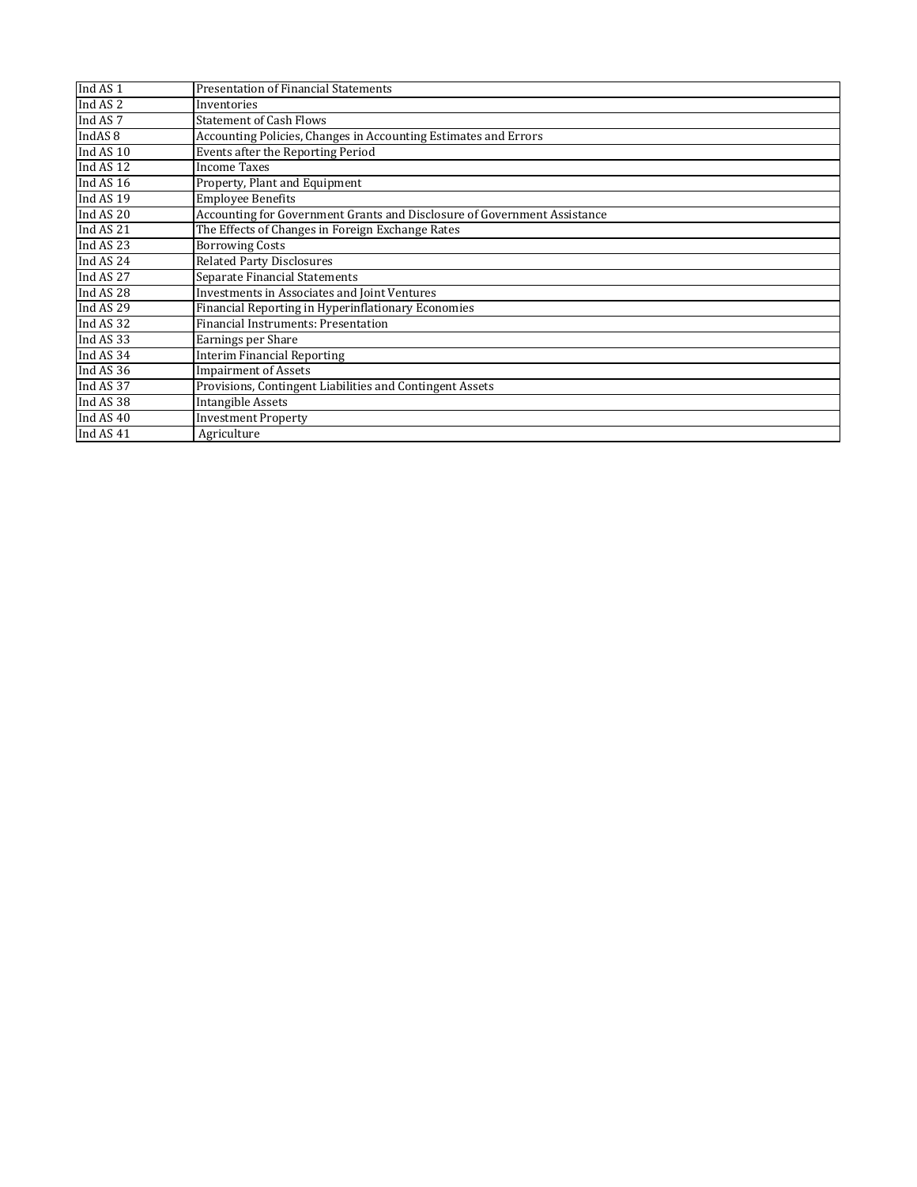| | |
|---|---|
| Ind AS 1 | Presentation of Financial Statements |
| Ind AS 2 | Inventories |
| Ind AS 7 | Statement of Cash Flows |
| IndAS 8 | Accounting Policies, Changes in Accounting Estimates and Errors |
| Ind AS 10 | Events after the Reporting Period |
| Ind AS 12 | Income Taxes |
| Ind AS 16 | Property, Plant and Equipment |
| Ind AS 19 | Employee Benefits |
| Ind AS 20 | Accounting for Government Grants and Disclosure of Government Assistance |
| Ind AS 21 | The Effects of Changes in Foreign Exchange Rates |
| Ind AS 23 | Borrowing Costs |
| Ind AS 24 | Related Party Disclosures |
| Ind AS 27 | Separate Financial Statements |
| Ind AS 28 | Investments in Associates and Joint Ventures |
| Ind AS 29 | Financial Reporting in Hyperinflationary Economies |
| Ind AS 32 | Financial Instruments: Presentation |
| Ind AS 33 | Earnings per Share |
| Ind AS 34 | Interim Financial Reporting |
| Ind AS 36 | Impairment of Assets |
| Ind AS 37 | Provisions, Contingent Liabilities and Contingent Assets |
| Ind AS 38 | Intangible Assets |
| Ind AS 40 | Investment Property |
| Ind AS 41 | Agriculture |